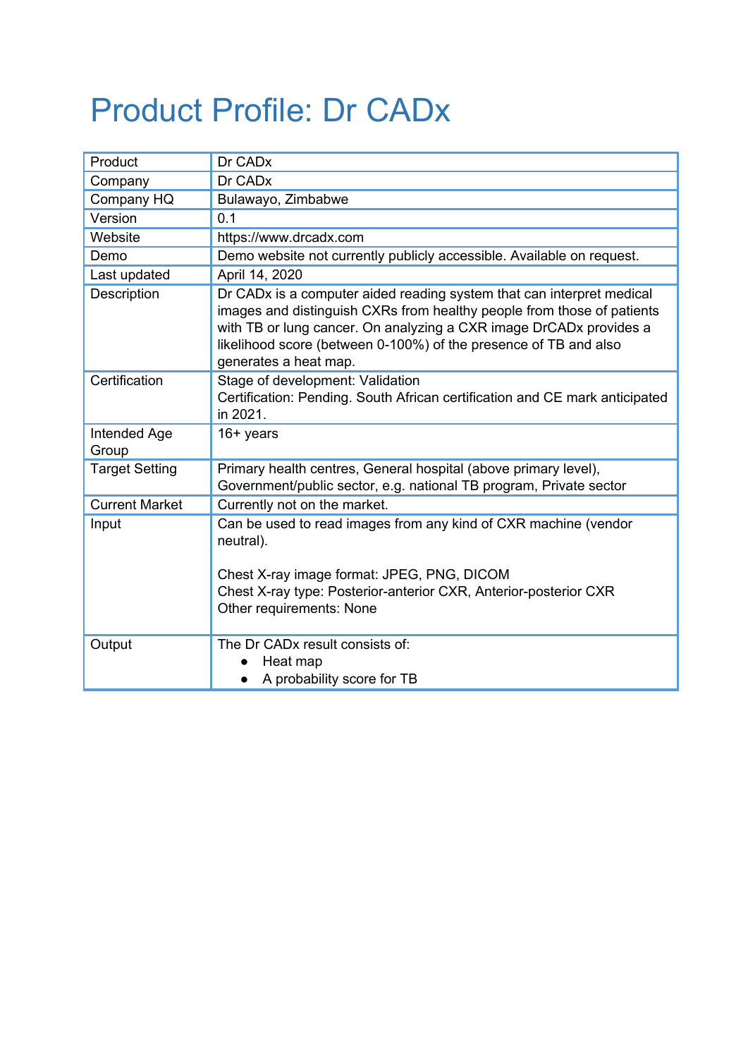# Product Profile: Dr CADx

| | |
|---|---|
| Product | Dr CADx |
| Company | Dr CADx |
| Company HQ | Bulawayo, Zimbabwe |
| Version | 0.1 |
| Website | https://www.drcadx.com |
| Demo | Demo website not currently publicly accessible. Available on request. |
| Last updated | April 14, 2020 |
| Description | Dr CADx is a computer aided reading system that can interpret medical images and distinguish CXRs from healthy people from those of patients with TB or lung cancer. On analyzing a CXR image DrCADx provides a likelihood score (between 0-100%) of the presence of TB and also generates a heat map. |
| Certification | Stage of development: Validation<br>Certification: Pending. South African certification and CE mark anticipated in 2021. |
| Intended Age Group | 16+ years |
| Target Setting | Primary health centres, General hospital (above primary level), Government/public sector, e.g. national TB program, Private sector |
| Current Market | Currently not on the market. |
| Input | Can be used to read images from any kind of CXR machine (vendor neutral).<br><br>Chest X-ray image format: JPEG, PNG, DICOM<br>Chest X-ray type: Posterior-anterior CXR, Anterior-posterior CXR<br>Other requirements: None |
| Output | The Dr CADx result consists of:<br>• Heat map<br>• A probability score for TB |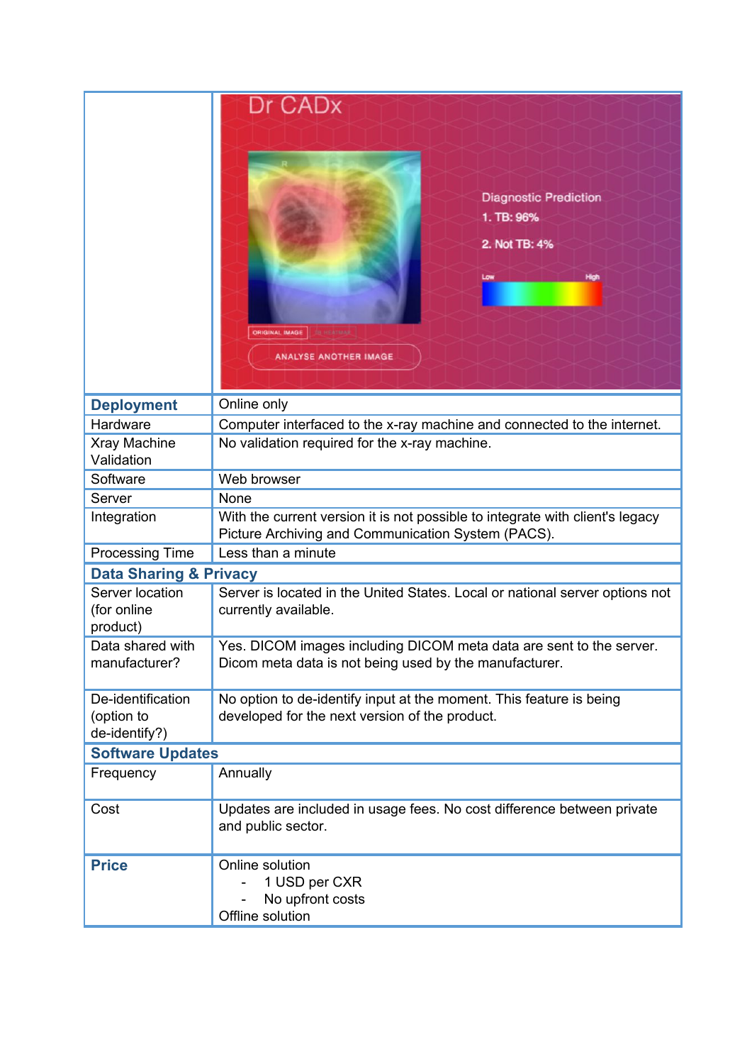| | |
|---|---|
| **Deployment** | Online only |
| Hardware | Computer interfaced to the x-ray machine and connected to the internet. |
| Xray Machine Validation | No validation required for the x-ray machine. |
| Software | Web browser |
| Server | None |
| Integration | With the current version it is not possible to integrate with client's legacy Picture Archiving and Communication System (PACS). |
| Processing Time | Less than a minute |
| **Data Sharing & Privacy** | |
| Server location (for online product) | Server is located in the United States. Local or national server options not currently available. |
| Data shared with manufacturer? | Yes. DICOM images including DICOM meta data are sent to the server. Dicom meta data is not being used by the manufacturer. |
| De-identification (option to de-identify?) | No option to de-identify input at the moment. This feature is being developed for the next version of the product. |
| **Software Updates** | |
| Frequency | Annually |
| Cost | Updates are included in usage fees. No cost difference between private and public sector. |
| **Price** | Online solution<br>- 1 USD per CXR<br>- No upfront costs<br>Offline solution |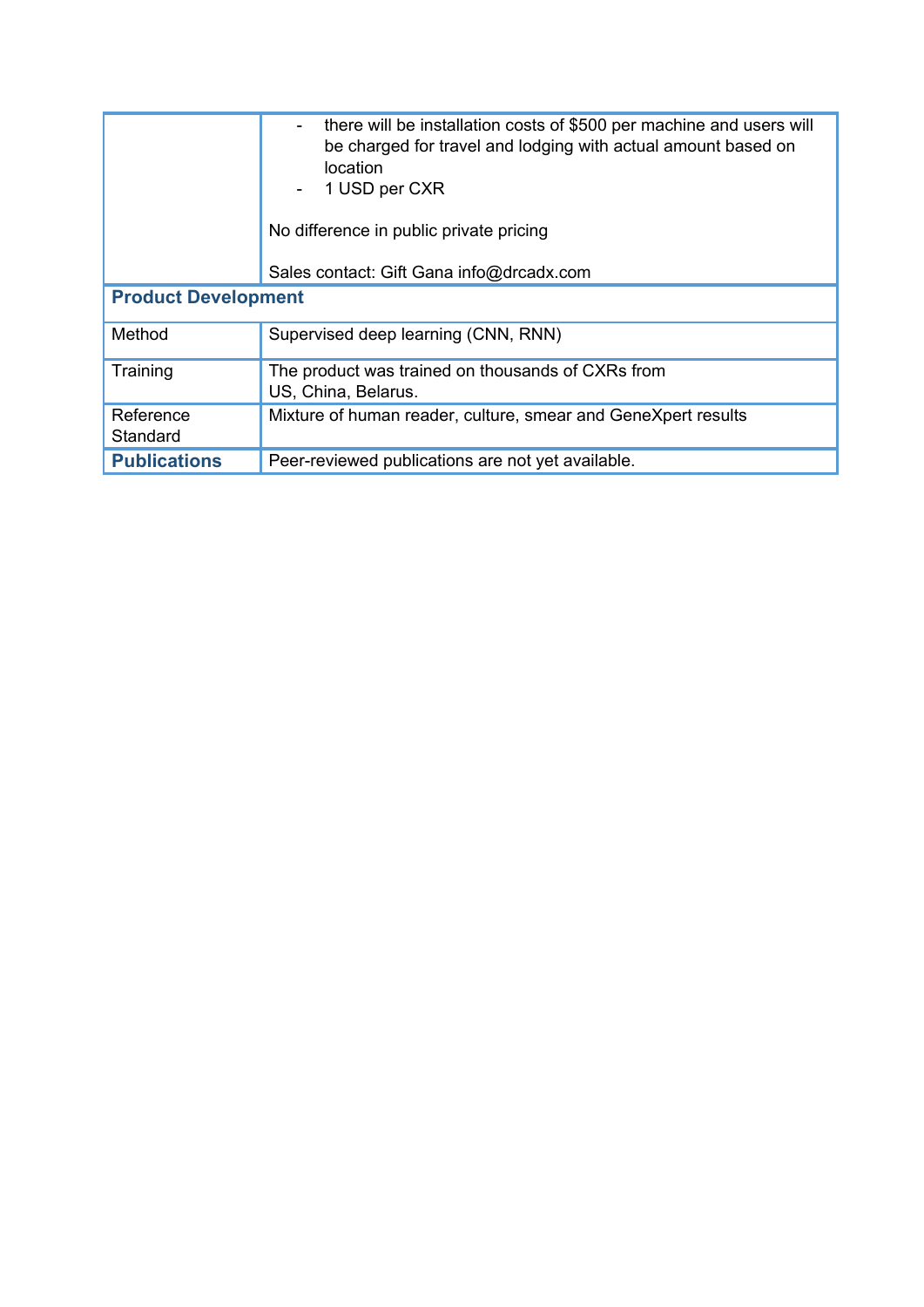| | |
|---|---|
| | - there will be installation costs of $500 per machine and users will be charged for travel and lodging with actual amount based on location<br>- 1 USD per CXR<br><br>No difference in public private pricing<br><br>Sales contact: Gift Gana info@drcadx.com |
| **Product Development** | |
| Method | Supervised deep learning (CNN, RNN) |
| Training | The product was trained on thousands of CXRs from US, China, Belarus. |
| Reference Standard | Mixture of human reader, culture, smear and GeneXpert results |
| **Publications** | Peer-reviewed publications are not yet available. |